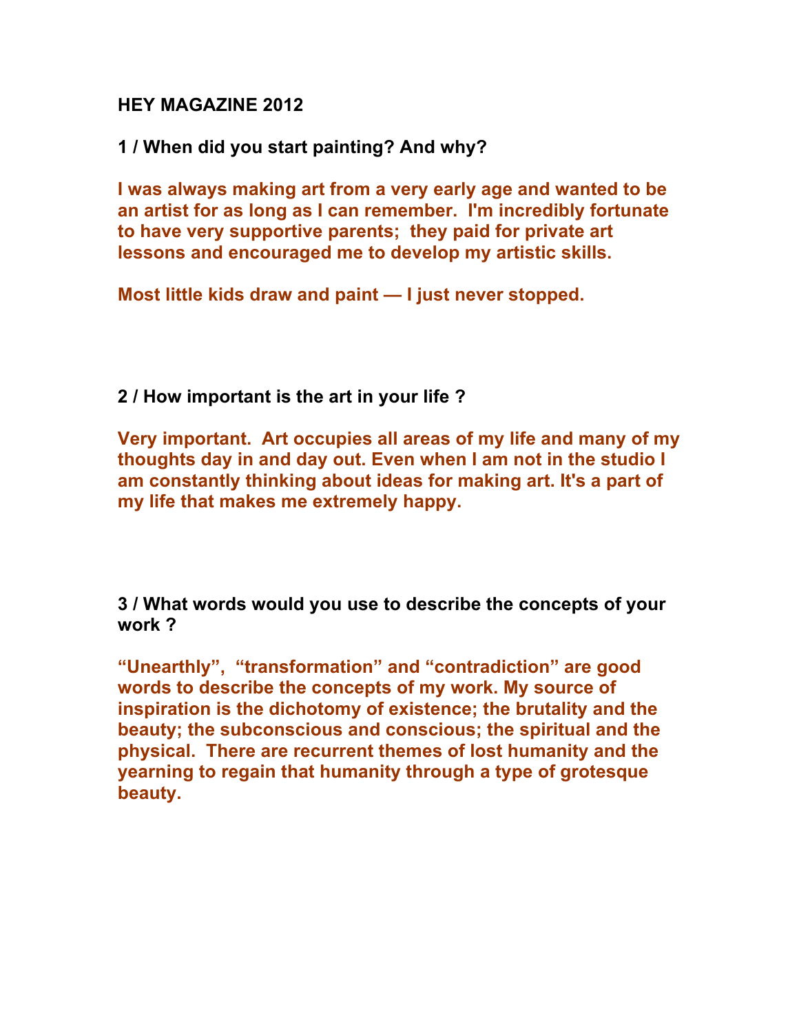**HEY MAGAZINE 2012**

**1 / When did you start painting? And why?**

**I was always making art from a very early age and wanted to be an artist for as long as I can remember. I'm incredibly fortunate to have very supportive parents; they paid for private art lessons and encouraged me to develop my artistic skills.**

**Most little kids draw and paint — I just never stopped.**

**2 / How important is the art in your life ?**

**Very important. Art occupies all areas of my life and many of my thoughts day in and day out. Even when I am not in the studio I am constantly thinking about ideas for making art. It's a part of my life that makes me extremely happy.**

**3 / What words would you use to describe the concepts of your work ?**

**"Unearthly", "transformation" and "contradiction" are good words to describe the concepts of my work. My source of inspiration is the dichotomy of existence; the brutality and the beauty; the subconscious and conscious; the spiritual and the physical. There are recurrent themes of lost humanity and the yearning to regain that humanity through a type of grotesque beauty.**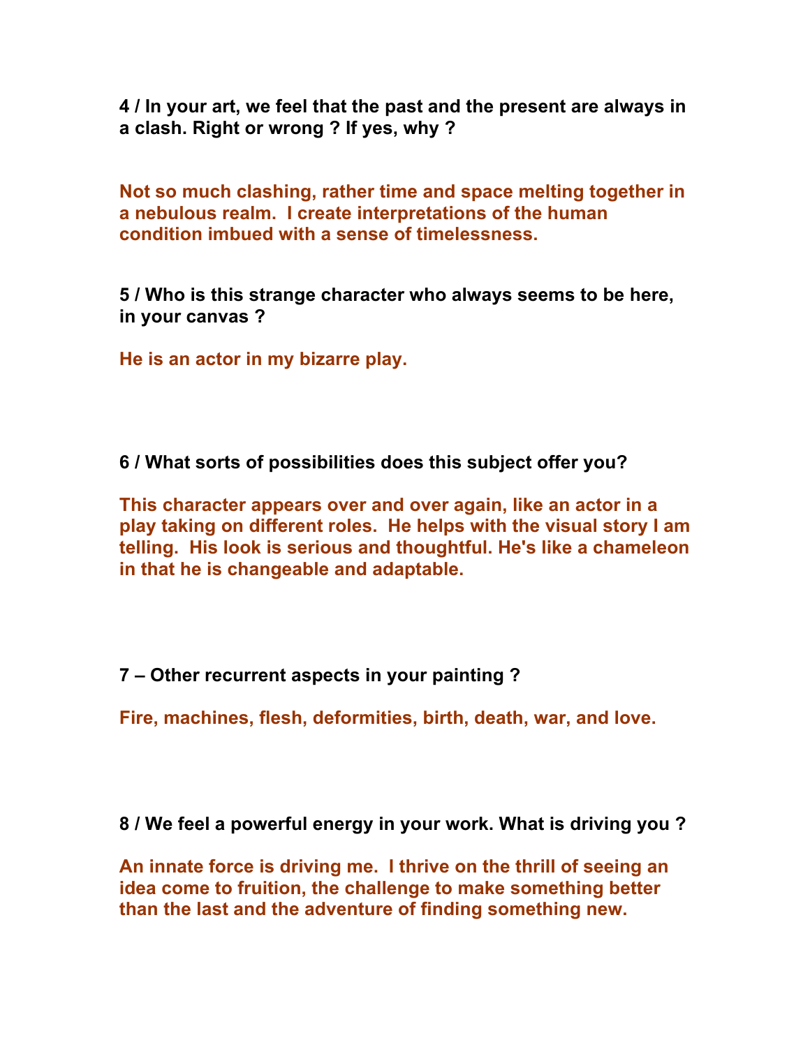**4 / In your art, we feel that the past and the present are always in a clash. Right or wrong ? If yes, why ?**

**Not so much clashing, rather time and space melting together in a nebulous realm. I create interpretations of the human condition imbued with a sense of timelessness.**

**5 / Who is this strange character who always seems to be here, in your canvas ?**

**He is an actor in my bizarre play.**

**6 / What sorts of possibilities does this subject offer you?**

**This character appears over and over again, like an actor in a play taking on different roles. He helps with the visual story I am telling. His look is serious and thoughtful. He's like a chameleon in that he is changeable and adaptable.**

**7 – Other recurrent aspects in your painting ?**

**Fire, machines, flesh, deformities, birth, death, war, and love.**

**8 / We feel a powerful energy in your work. What is driving you ?**

**An innate force is driving me. I thrive on the thrill of seeing an idea come to fruition, the challenge to make something better than the last and the adventure of finding something new.**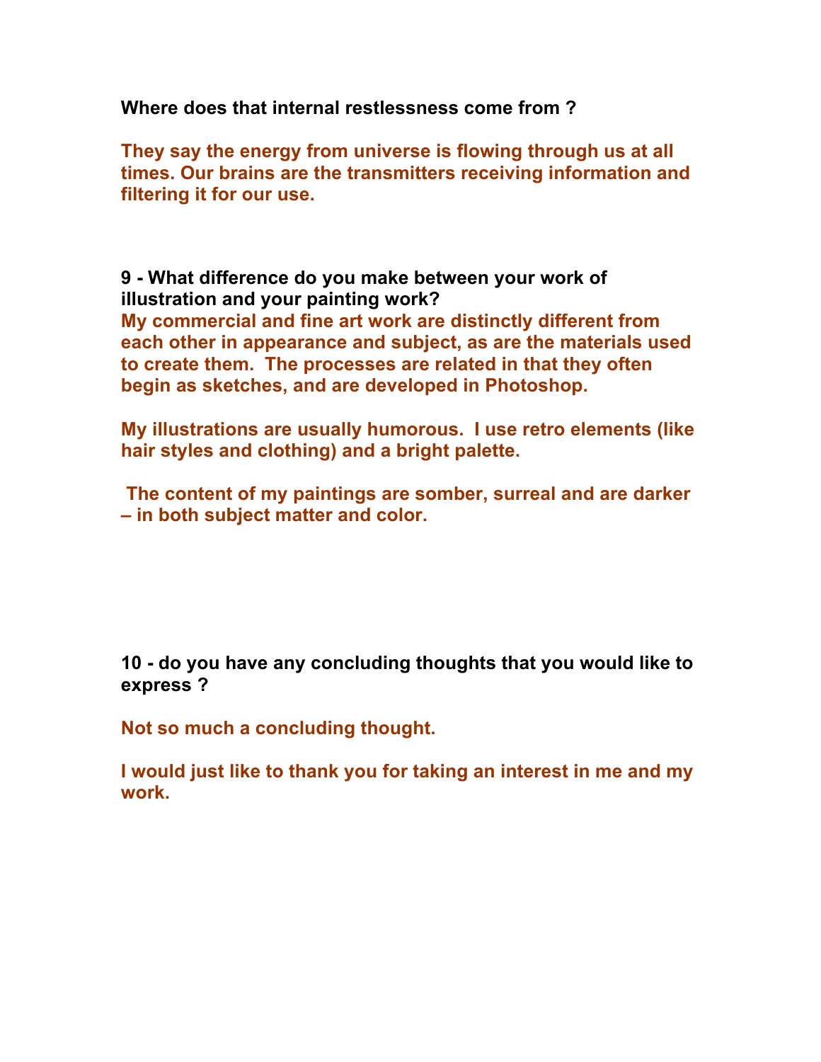**Where does that internal restlessness come from ?**

**They say the energy from universe is flowing through us at all times. Our brains are the transmitters receiving information and filtering it for our use.**

**9 - What difference do you make between your work of illustration and your painting work?**

**My commercial and fine art work are distinctly different from each other in appearance and subject, as are the materials used to create them. The processes are related in that they often begin as sketches, and are developed in Photoshop.**

**My illustrations are usually humorous. I use retro elements (like hair styles and clothing) and a bright palette.**

**The content of my paintings are somber, surreal and are darker – in both subject matter and color.**

**10 - do you have any concluding thoughts that you would like to express ?**

**Not so much a concluding thought.**

**I would just like to thank you for taking an interest in me and my work.**